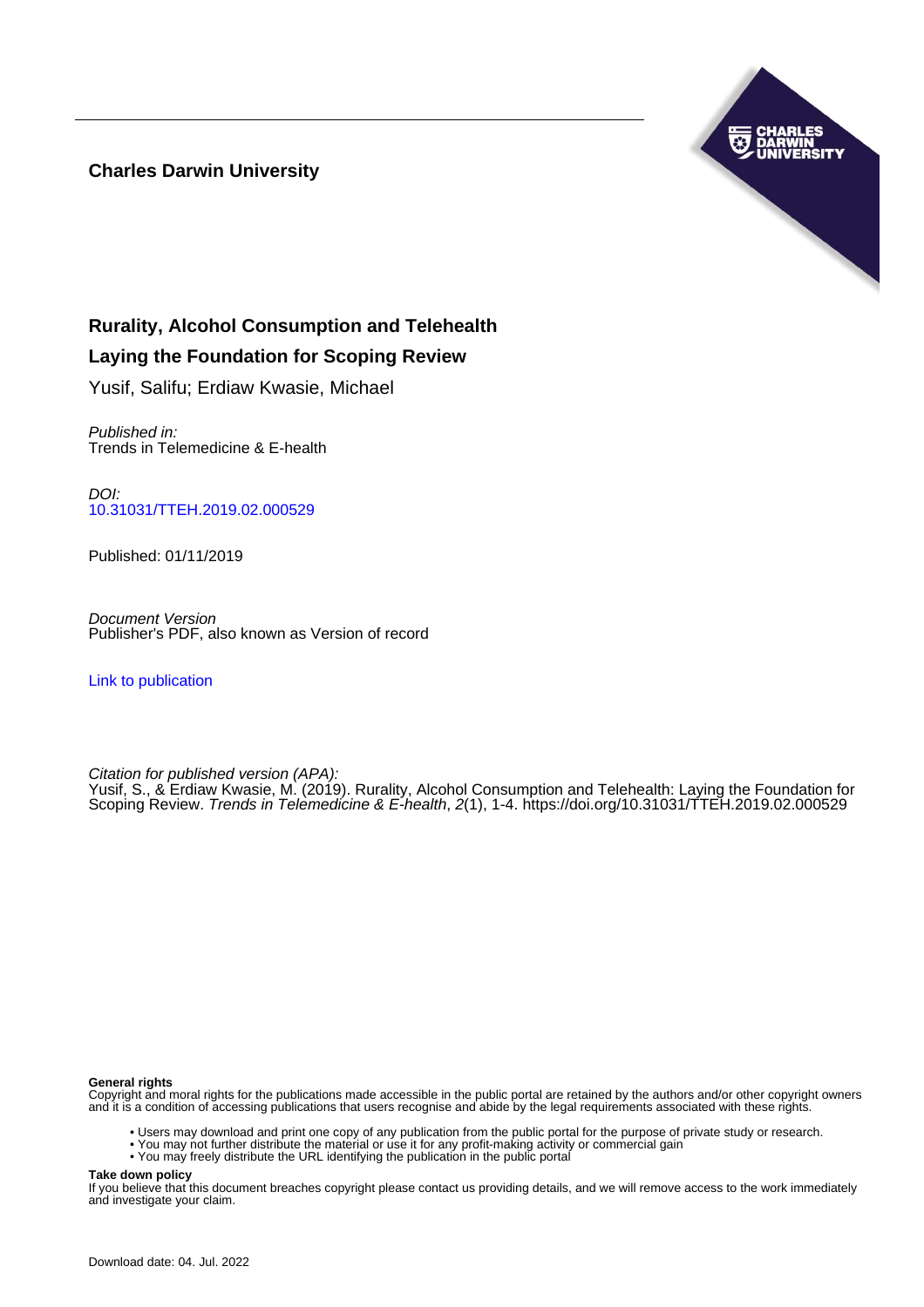**Charles Darwin University**

# Rurality, Alcohol Consumption and Telehealth

## Laying the Foundation for Scoping Review

Yusif, Salifu; Erdiaw Kwasie, Michael

*Published in:*
Trends in Telemedicine & E-health

*DOI:*
10.31031/TTEH.2019.02.000529

Published: 01/11/2019

*Document Version*
Publisher's PDF, also known as Version of record

Link to publication

*Citation for published version (APA):*
Yusif, S., & Erdiaw Kwasie, M. (2019). Rurality, Alcohol Consumption and Telehealth: Laying the Foundation for Scoping Review. *Trends in Telemedicine & E-health*, *2*(1), 1-4. https://doi.org/10.31031/TTEH.2019.02.000529

**General rights**
Copyright and moral rights for the publications made accessible in the public portal are retained by the authors and/or other copyright owners and it is a condition of accessing publications that users recognise and abide by the legal requirements associated with these rights.

- Users may download and print one copy of any publication from the public portal for the purpose of private study or research.
- You may not further distribute the material or use it for any profit-making activity or commercial gain
- You may freely distribute the URL identifying the publication in the public portal

**Take down policy**
If you believe that this document breaches copyright please contact us providing details, and we will remove access to the work immediately and investigate your claim.

Download date: 04. Jul. 2022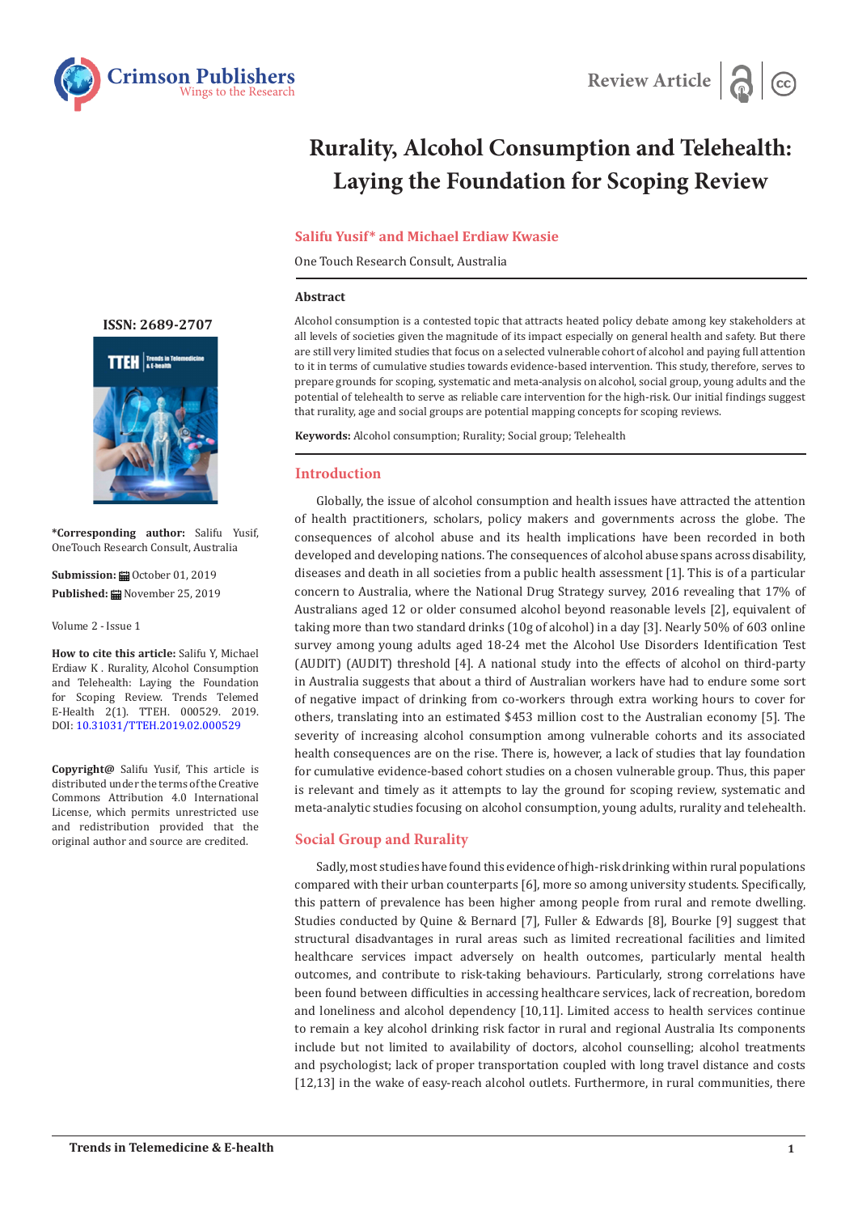# Rurality, Alcohol Consumption and Telehealth: Laying the Foundation for Scoping Review

**Salifu Yusif* and Michael Erdiaw Kwasie**

One Touch Research Consult, Australia

**ISSN: 2689-2707**

***Corresponding author:** Salifu Yusif, OneTouch Research Consult, Australia

**Submission:** October 01, 2019

**Published:** November 25, 2019

Volume 2 - Issue 1

**How to cite this article:** Salifu Y, Michael Erdiaw K . Rurality, Alcohol Consumption and Telehealth: Laying the Foundation for Scoping Review. Trends Telemed E-Health 2(1). TTEH. 000529. 2019. DOI: 10.31031/TTEH.2019.02.000529

**Copyright@** Salifu Yusif, This article is distributed under the terms of the Creative Commons Attribution 4.0 International License, which permits unrestricted use and redistribution provided that the original author and source are credited.

## Abstract

Alcohol consumption is a contested topic that attracts heated policy debate among key stakeholders at all levels of societies given the magnitude of its impact especially on general health and safety. But there are still very limited studies that focus on a selected vulnerable cohort of alcohol and paying full attention to it in terms of cumulative studies towards evidence-based intervention. This study, therefore, serves to prepare grounds for scoping, systematic and meta-analysis on alcohol, social group, young adults and the potential of telehealth to serve as reliable care intervention for the high-risk. Our initial findings suggest that rurality, age and social groups are potential mapping concepts for scoping reviews.

**Keywords:** Alcohol consumption; Rurality; Social group; Telehealth

## Introduction

Globally, the issue of alcohol consumption and health issues have attracted the attention of health practitioners, scholars, policy makers and governments across the globe. The consequences of alcohol abuse and its health implications have been recorded in both developed and developing nations. The consequences of alcohol abuse spans across disability, diseases and death in all societies from a public health assessment [1]. This is of a particular concern to Australia, where the National Drug Strategy survey, 2016 revealing that 17% of Australians aged 12 or older consumed alcohol beyond reasonable levels [2], equivalent of taking more than two standard drinks (10g of alcohol) in a day [3]. Nearly 50% of 603 online survey among young adults aged 18-24 met the Alcohol Use Disorders Identification Test (AUDIT) (AUDIT) threshold [4]. A national study into the effects of alcohol on third-party in Australia suggests that about a third of Australian workers have had to endure some sort of negative impact of drinking from co-workers through extra working hours to cover for others, translating into an estimated $453 million cost to the Australian economy [5]. The severity of increasing alcohol consumption among vulnerable cohorts and its associated health consequences are on the rise. There is, however, a lack of studies that lay foundation for cumulative evidence-based cohort studies on a chosen vulnerable group. Thus, this paper is relevant and timely as it attempts to lay the ground for scoping review, systematic and meta-analytic studies focusing on alcohol consumption, young adults, rurality and telehealth.

## Social Group and Rurality

Sadly, most studies have found this evidence of high-risk drinking within rural populations compared with their urban counterparts [6], more so among university students. Specifically, this pattern of prevalence has been higher among people from rural and remote dwelling. Studies conducted by Quine & Bernard [7], Fuller & Edwards [8], Bourke [9] suggest that structural disadvantages in rural areas such as limited recreational facilities and limited healthcare services impact adversely on health outcomes, particularly mental health outcomes, and contribute to risk-taking behaviours. Particularly, strong correlations have been found between difficulties in accessing healthcare services, lack of recreation, boredom and loneliness and alcohol dependency [10,11]. Limited access to health services continue to remain a key alcohol drinking risk factor in rural and regional Australia Its components include but not limited to availability of doctors, alcohol counselling; alcohol treatments and psychologist; lack of proper transportation coupled with long travel distance and costs [12,13] in the wake of easy-reach alcohol outlets. Furthermore, in rural communities, there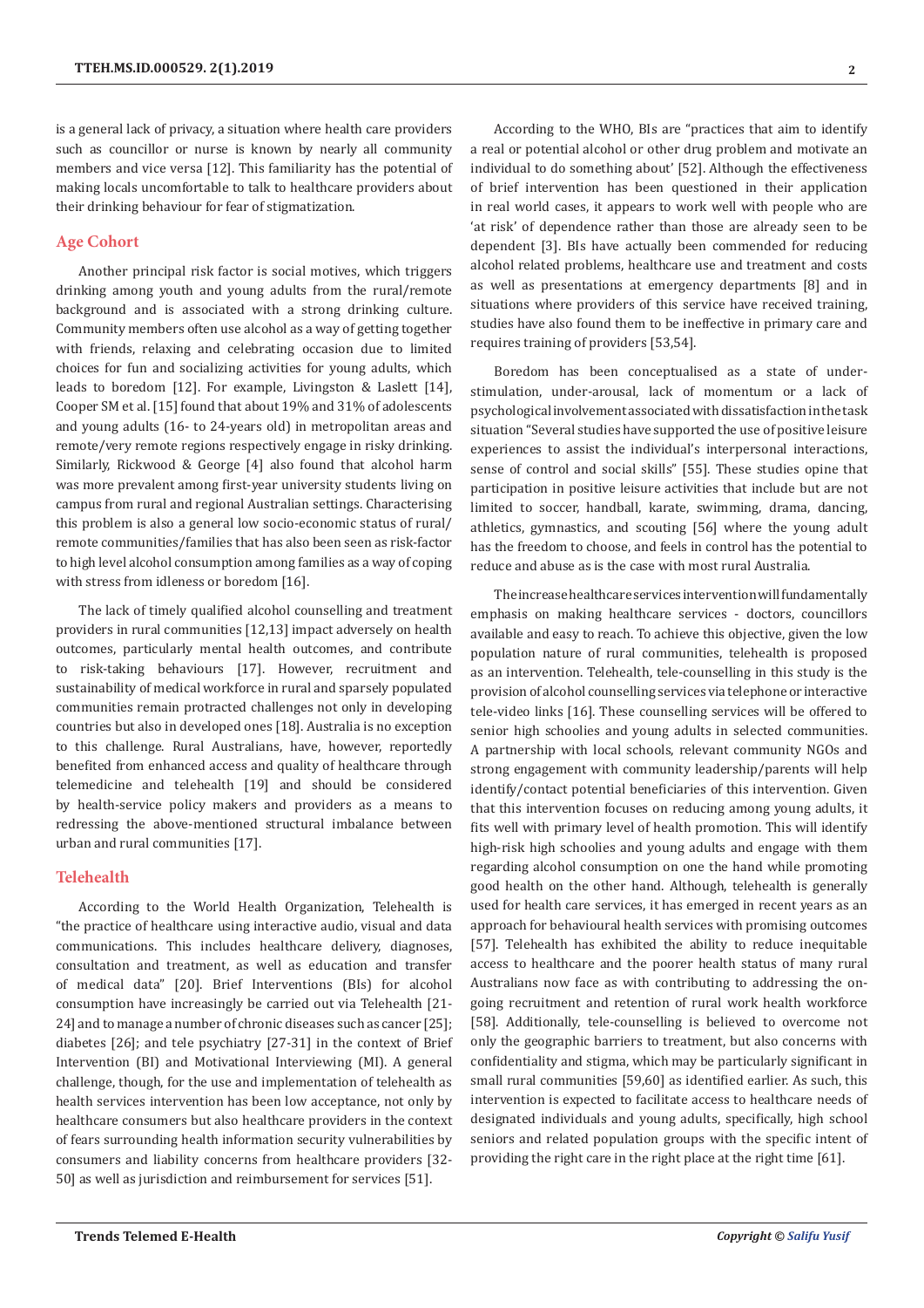is a general lack of privacy, a situation where health care providers such as councillor or nurse is known by nearly all community members and vice versa [12]. This familiarity has the potential of making locals uncomfortable to talk to healthcare providers about their drinking behaviour for fear of stigmatization.

## Age Cohort

Another principal risk factor is social motives, which triggers drinking among youth and young adults from the rural/remote background and is associated with a strong drinking culture. Community members often use alcohol as a way of getting together with friends, relaxing and celebrating occasion due to limited choices for fun and socializing activities for young adults, which leads to boredom [12]. For example, Livingston & Laslett [14], Cooper SM et al. [15] found that about 19% and 31% of adolescents and young adults (16- to 24-years old) in metropolitan areas and remote/very remote regions respectively engage in risky drinking. Similarly, Rickwood & George [4] also found that alcohol harm was more prevalent among first-year university students living on campus from rural and regional Australian settings. Characterising this problem is also a general low socio-economic status of rural/remote communities/families that has also been seen as risk-factor to high level alcohol consumption among families as a way of coping with stress from idleness or boredom [16].

The lack of timely qualified alcohol counselling and treatment providers in rural communities [12,13] impact adversely on health outcomes, particularly mental health outcomes, and contribute to risk-taking behaviours [17]. However, recruitment and sustainability of medical workforce in rural and sparsely populated communities remain protracted challenges not only in developing countries but also in developed ones [18]. Australia is no exception to this challenge. Rural Australians, have, however, reportedly benefited from enhanced access and quality of healthcare through telemedicine and telehealth [19] and should be considered by health-service policy makers and providers as a means to redressing the above-mentioned structural imbalance between urban and rural communities [17].

## Telehealth

According to the World Health Organization, Telehealth is "the practice of healthcare using interactive audio, visual and data communications. This includes healthcare delivery, diagnoses, consultation and treatment, as well as education and transfer of medical data" [20]. Brief Interventions (BIs) for alcohol consumption have increasingly be carried out via Telehealth [21-24] and to manage a number of chronic diseases such as cancer [25]; diabetes [26]; and tele psychiatry [27-31] in the context of Brief Intervention (BI) and Motivational Interviewing (MI). A general challenge, though, for the use and implementation of telehealth as health services intervention has been low acceptance, not only by healthcare consumers but also healthcare providers in the context of fears surrounding health information security vulnerabilities by consumers and liability concerns from healthcare providers [32-50] as well as jurisdiction and reimbursement for services [51].

According to the WHO, BIs are "practices that aim to identify a real or potential alcohol or other drug problem and motivate an individual to do something about' [52]. Although the effectiveness of brief intervention has been questioned in their application in real world cases, it appears to work well with people who are 'at risk' of dependence rather than those are already seen to be dependent [3]. BIs have actually been commended for reducing alcohol related problems, healthcare use and treatment and costs as well as presentations at emergency departments [8] and in situations where providers of this service have received training, studies have also found them to be ineffective in primary care and requires training of providers [53,54].

Boredom has been conceptualised as a state of under-stimulation, under-arousal, lack of momentum or a lack of psychological involvement associated with dissatisfaction in the task situation "Several studies have supported the use of positive leisure experiences to assist the individual's interpersonal interactions, sense of control and social skills" [55]. These studies opine that participation in positive leisure activities that include but are not limited to soccer, handball, karate, swimming, drama, dancing, athletics, gymnastics, and scouting [56] where the young adult has the freedom to choose, and feels in control has the potential to reduce and abuse as is the case with most rural Australia.

The increase healthcare services intervention will fundamentally emphasis on making healthcare services - doctors, councillors available and easy to reach. To achieve this objective, given the low population nature of rural communities, telehealth is proposed as an intervention. Telehealth, tele-counselling in this study is the provision of alcohol counselling services via telephone or interactive tele-video links [16]. These counselling services will be offered to senior high schoolies and young adults in selected communities. A partnership with local schools, relevant community NGOs and strong engagement with community leadership/parents will help identify/contact potential beneficiaries of this intervention. Given that this intervention focuses on reducing among young adults, it fits well with primary level of health promotion. This will identify high-risk high schoolies and young adults and engage with them regarding alcohol consumption on one the hand while promoting good health on the other hand. Although, telehealth is generally used for health care services, it has emerged in recent years as an approach for behavioural health services with promising outcomes [57]. Telehealth has exhibited the ability to reduce inequitable access to healthcare and the poorer health status of many rural Australians now face as with contributing to addressing the on-going recruitment and retention of rural work health workforce [58]. Additionally, tele-counselling is believed to overcome not only the geographic barriers to treatment, but also concerns with confidentiality and stigma, which may be particularly significant in small rural communities [59,60] as identified earlier. As such, this intervention is expected to facilitate access to healthcare needs of designated individuals and young adults, specifically, high school seniors and related population groups with the specific intent of providing the right care in the right place at the right time [61].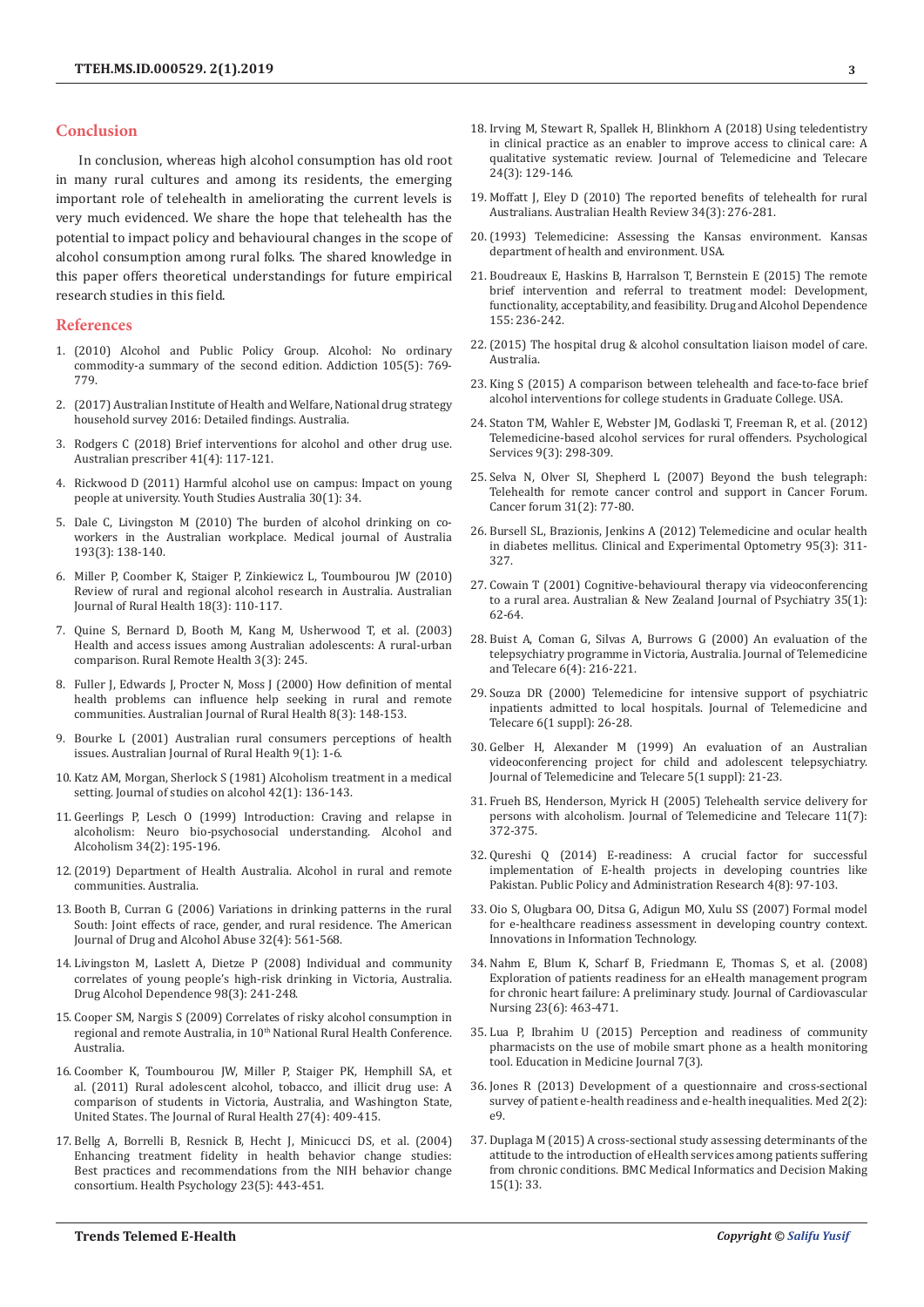## Conclusion

In conclusion, whereas high alcohol consumption has old root in many rural cultures and among its residents, the emerging important role of telehealth in ameliorating the current levels is very much evidenced. We share the hope that telehealth has the potential to impact policy and behavioural changes in the scope of alcohol consumption among rural folks. The shared knowledge in this paper offers theoretical understandings for future empirical research studies in this field.

## References

1. (2010) Alcohol and Public Policy Group. Alcohol: No ordinary commodity-a summary of the second edition. Addiction 105(5): 769-779.
2. (2017) Australian Institute of Health and Welfare, National drug strategy household survey 2016: Detailed findings. Australia.
3. Rodgers C (2018) Brief interventions for alcohol and other drug use. Australian prescriber 41(4): 117-121.
4. Rickwood D (2011) Harmful alcohol use on campus: Impact on young people at university. Youth Studies Australia 30(1): 34.
5. Dale C, Livingston M (2010) The burden of alcohol drinking on co-workers in the Australian workplace. Medical journal of Australia 193(3): 138-140.
6. Miller P, Coomber K, Staiger P, Zinkiewicz L, Toumbourou JW (2010) Review of rural and regional alcohol research in Australia. Australian Journal of Rural Health 18(3): 110-117.
7. Quine S, Bernard D, Booth M, Kang M, Usherwood T, et al. (2003) Health and access issues among Australian adolescents: A rural-urban comparison. Rural Remote Health 3(3): 245.
8. Fuller J, Edwards J, Procter N, Moss J (2000) How definition of mental health problems can influence help seeking in rural and remote communities. Australian Journal of Rural Health 8(3): 148-153.
9. Bourke L (2001) Australian rural consumers perceptions of health issues. Australian Journal of Rural Health 9(1): 1-6.
10. Katz AM, Morgan, Sherlock S (1981) Alcoholism treatment in a medical setting. Journal of studies on alcohol 42(1): 136-143.
11. Geerlings P, Lesch O (1999) Introduction: Craving and relapse in alcoholism: Neuro bio-psychosocial understanding. Alcohol and Alcoholism 34(2): 195-196.
12. (2019) Department of Health Australia. Alcohol in rural and remote communities. Australia.
13. Booth B, Curran G (2006) Variations in drinking patterns in the rural South: Joint effects of race, gender, and rural residence. The American Journal of Drug and Alcohol Abuse 32(4): 561-568.
14. Livingston M, Laslett A, Dietze P (2008) Individual and community correlates of young people's high-risk drinking in Victoria, Australia. Drug Alcohol Dependence 98(3): 241-248.
15. Cooper SM, Nargis S (2009) Correlates of risky alcohol consumption in regional and remote Australia, in 10th National Rural Health Conference. Australia.
16. Coomber K, Toumbourou JW, Miller P, Staiger PK, Hemphill SA, et al. (2011) Rural adolescent alcohol, tobacco, and illicit drug use: A comparison of students in Victoria, Australia, and Washington State, United States. The Journal of Rural Health 27(4): 409-415.
17. Bellg A, Borrelli B, Resnick B, Hecht J, Minicucci DS, et al. (2004) Enhancing treatment fidelity in health behavior change studies: Best practices and recommendations from the NIH behavior change consortium. Health Psychology 23(5): 443-451.
18. Irving M, Stewart R, Spallek H, Blinkhorn A (2018) Using teledentistry in clinical practice as an enabler to improve access to clinical care: A qualitative systematic review. Journal of Telemedicine and Telecare 24(3): 129-146.
19. Moffatt J, Eley D (2010) The reported benefits of telehealth for rural Australians. Australian Health Review 34(3): 276-281.
20. (1993) Telemedicine: Assessing the Kansas environment. Kansas department of health and environment. USA.
21. Boudreaux E, Haskins B, Harralson T, Bernstein E (2015) The remote brief intervention and referral to treatment model: Development, functionality, acceptability, and feasibility. Drug and Alcohol Dependence 155: 236-242.
22. (2015) The hospital drug & alcohol consultation liaison model of care. Australia.
23. King S (2015) A comparison between telehealth and face-to-face brief alcohol interventions for college students in Graduate College. USA.
24. Staton TM, Wahler E, Webster JM, Godlaski T, Freeman R, et al. (2012) Telemedicine-based alcohol services for rural offenders. Psychological Services 9(3): 298-309.
25. Selva N, Olver SI, Shepherd L (2007) Beyond the bush telegraph: Telehealth for remote cancer control and support in Cancer Forum. Cancer forum 31(2): 77-80.
26. Bursell SL, Brazionis, Jenkins A (2012) Telemedicine and ocular health in diabetes mellitus. Clinical and Experimental Optometry 95(3): 311-327.
27. Cowain T (2001) Cognitive-behavioural therapy via videoconferencing to a rural area. Australian & New Zealand Journal of Psychiatry 35(1): 62-64.
28. Buist A, Coman G, Silvas A, Burrows G (2000) An evaluation of the telepsychiatry programme in Victoria, Australia. Journal of Telemedicine and Telecare 6(4): 216-221.
29. Souza DR (2000) Telemedicine for intensive support of psychiatric inpatients admitted to local hospitals. Journal of Telemedicine and Telecare 6(1 suppl): 26-28.
30. Gelber H, Alexander M (1999) An evaluation of an Australian videoconferencing project for child and adolescent telepsychiatry. Journal of Telemedicine and Telecare 5(1 suppl): 21-23.
31. Frueh BS, Henderson, Myrick H (2005) Telehealth service delivery for persons with alcoholism. Journal of Telemedicine and Telecare 11(7): 372-375.
32. Qureshi Q (2014) E-readiness: A crucial factor for successful implementation of E-health projects in developing countries like Pakistan. Public Policy and Administration Research 4(8): 97-103.
33. Oio S, Olugbara OO, Ditsa G, Adigun MO, Xulu SS (2007) Formal model for e-healthcare readiness assessment in developing country context. Innovations in Information Technology.
34. Nahm E, Blum K, Scharf B, Friedmann E, Thomas S, et al. (2008) Exploration of patients readiness for an eHealth management program for chronic heart failure: A preliminary study. Journal of Cardiovascular Nursing 23(6): 463-471.
35. Lua P, Ibrahim U (2015) Perception and readiness of community pharmacists on the use of mobile smart phone as a health monitoring tool. Education in Medicine Journal 7(3).
36. Jones R (2013) Development of a questionnaire and cross-sectional survey of patient e-health readiness and e-health inequalities. Med 2(2): e9.
37. Duplaga M (2015) A cross-sectional study assessing determinants of the attitude to the introduction of eHealth services among patients suffering from chronic conditions. BMC Medical Informatics and Decision Making 15(1): 33.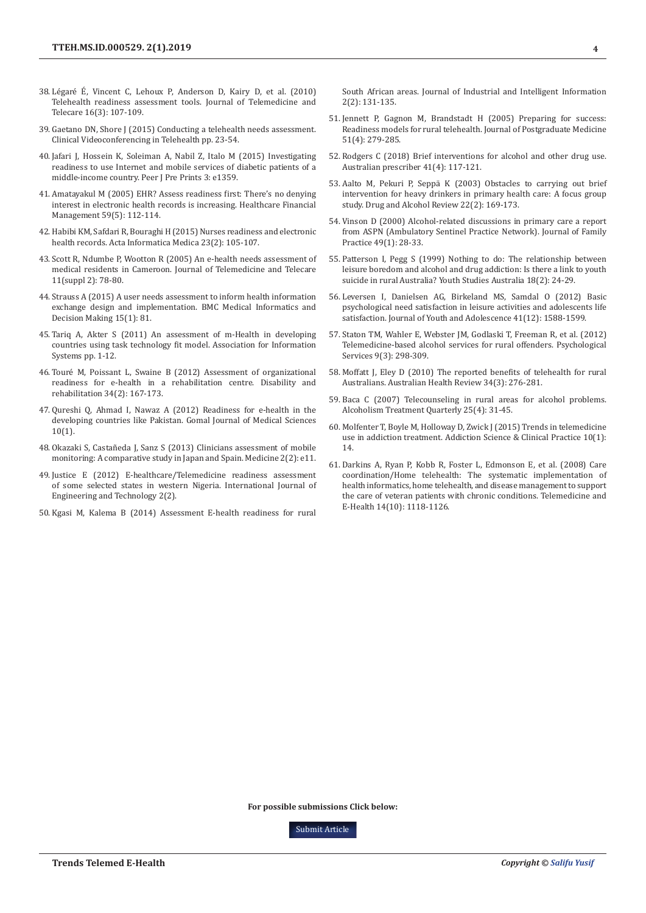38. Légaré É, Vincent C, Lehoux P, Anderson D, Kairy D, et al. (2010) Telehealth readiness assessment tools. Journal of Telemedicine and Telecare 16(3): 107-109.
39. Gaetano DN, Shore J (2015) Conducting a telehealth needs assessment. Clinical Videoconferencing in Telehealth pp. 23-54.
40. Jafari J, Hossein K, Soleiman A, Nabil Z, Italo M (2015) Investigating readiness to use Internet and mobile services of diabetic patients of a middle-income country. Peer J Pre Prints 3: e1359.
41. Amatayakul M (2005) EHR? Assess readiness first: There's no denying interest in electronic health records is increasing. Healthcare Financial Management 59(5): 112-114.
42. Habibi KM, Safdari R, Bouraghi H (2015) Nurses readiness and electronic health records. Acta Informatica Medica 23(2): 105-107.
43. Scott R, Ndumbe P, Wootton R (2005) An e-health needs assessment of medical residents in Cameroon. Journal of Telemedicine and Telecare 11(suppl 2): 78-80.
44. Strauss A (2015) A user needs assessment to inform health information exchange design and implementation. BMC Medical Informatics and Decision Making 15(1): 81.
45. Tariq A, Akter S (2011) An assessment of m-Health in developing countries using task technology fit model. Association for Information Systems pp. 1-12.
46. Touré M, Poissant L, Swaine B (2012) Assessment of organizational readiness for e-health in a rehabilitation centre. Disability and rehabilitation 34(2): 167-173.
47. Qureshi Q, Ahmad I, Nawaz A (2012) Readiness for e-health in the developing countries like Pakistan. Gomal Journal of Medical Sciences 10(1).
48. Okazaki S, Castañeda J, Sanz S (2013) Clinicians assessment of mobile monitoring: A comparative study in Japan and Spain. Medicine 2(2): e11.
49. Justice E (2012) E-healthcare/Telemedicine readiness assessment of some selected states in western Nigeria. International Journal of Engineering and Technology 2(2).
50. Kgasi M, Kalema B (2014) Assessment E-health readiness for rural South African areas. Journal of Industrial and Intelligent Information 2(2): 131-135.
51. Jennett P, Gagnon M, Brandstadt H (2005) Preparing for success: Readiness models for rural telehealth. Journal of Postgraduate Medicine 51(4): 279-285.
52. Rodgers C (2018) Brief interventions for alcohol and other drug use. Australian prescriber 41(4): 117-121.
53. Aalto M, Pekuri P, Seppä K (2003) Obstacles to carrying out brief intervention for heavy drinkers in primary health care: A focus group study. Drug and Alcohol Review 22(2): 169-173.
54. Vinson D (2000) Alcohol-related discussions in primary care a report from ASPN (Ambulatory Sentinel Practice Network). Journal of Family Practice 49(1): 28-33.
55. Patterson I, Pegg S (1999) Nothing to do: The relationship between leisure boredom and alcohol and drug addiction: Is there a link to youth suicide in rural Australia? Youth Studies Australia 18(2): 24-29.
56. Leversen I, Danielsen AG, Birkeland MS, Samdal O (2012) Basic psychological need satisfaction in leisure activities and adolescents life satisfaction. Journal of Youth and Adolescence 41(12): 1588-1599.
57. Staton TM, Wahler E, Webster JM, Godlaski T, Freeman R, et al. (2012) Telemedicine-based alcohol services for rural offenders. Psychological Services 9(3): 298-309.
58. Moffatt J, Eley D (2010) The reported benefits of telehealth for rural Australians. Australian Health Review 34(3): 276-281.
59. Baca C (2007) Telecounseling in rural areas for alcohol problems. Alcoholism Treatment Quarterly 25(4): 31-45.
60. Molfenter T, Boyle M, Holloway D, Zwick J (2015) Trends in telemedicine use in addiction treatment. Addiction Science & Clinical Practice 10(1): 14.
61. Darkins A, Ryan P, Kobb R, Foster L, Edmonson E, et al. (2008) Care coordination/Home telehealth: The systematic implementation of health informatics, home telehealth, and disease management to support the care of veteran patients with chronic conditions. Telemedicine and E-Health 14(10): 1118-1126.

**For possible submissions Click below:**

Submit Article